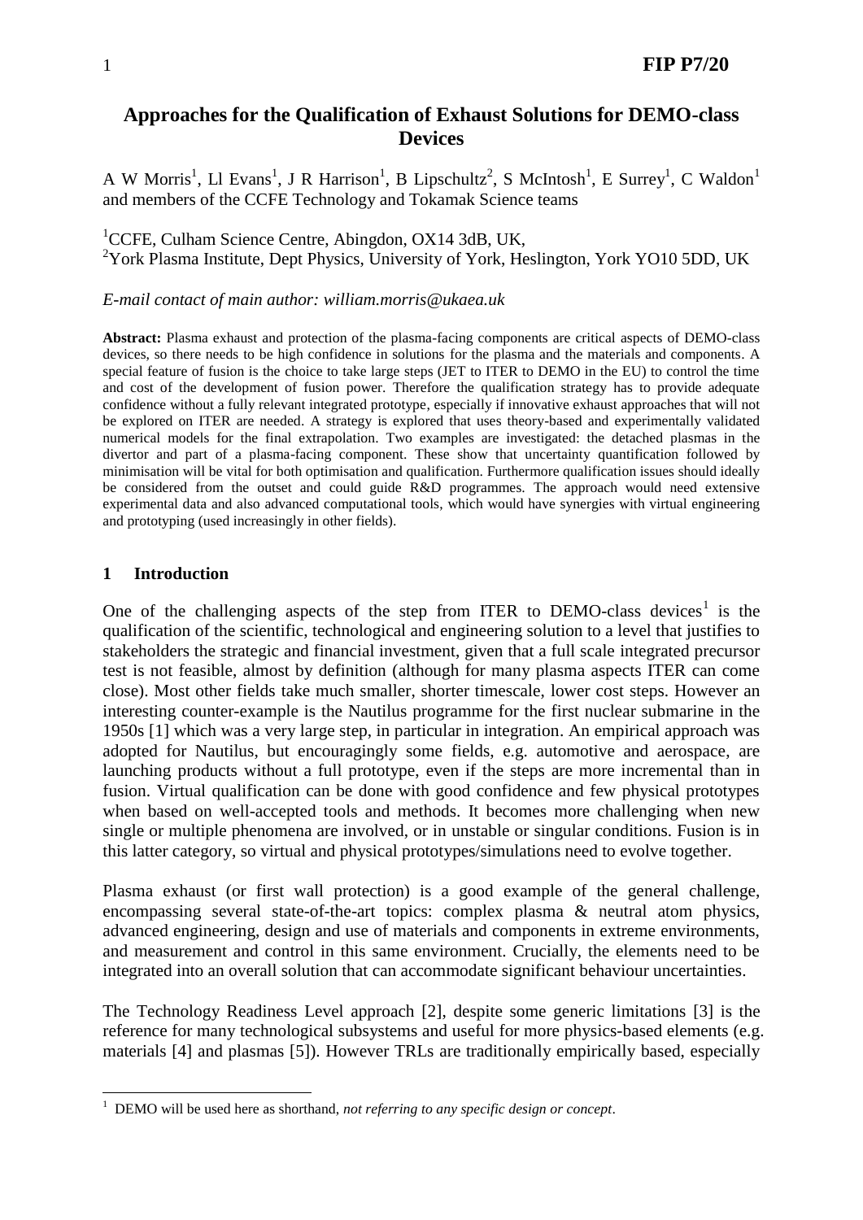# Approaches for the Qualification of Exhaust Solutions for DEMO-class Devices

A W Morris[1], Ll Evans[1], J R Harrison[1], B Lipschultz[2], S McIntosh[1], E Surrey[1], C Waldon[1] and members of the CCFE Technology and Tokamak Science teams

[1]CCFE, Culham Science Centre, Abingdon, OX14 3dB, UK,
[2]York Plasma Institute, Dept Physics, University of York, Heslington, York YO10 5DD, UK

*E-mail contact of main author: william.morris@ukaea.uk*

**Abstract:** Plasma exhaust and protection of the plasma-facing components are critical aspects of DEMO-class devices, so there needs to be high confidence in solutions for the plasma and the materials and components. A special feature of fusion is the choice to take large steps (JET to ITER to DEMO in the EU) to control the time and cost of the development of fusion power. Therefore the qualification strategy has to provide adequate confidence without a fully relevant integrated prototype, especially if innovative exhaust approaches that will not be explored on ITER are needed. A strategy is explored that uses theory-based and experimentally validated numerical models for the final extrapolation. Two examples are investigated: the detached plasmas in the divertor and part of a plasma-facing component. These show that uncertainty quantification followed by minimisation will be vital for both optimisation and qualification. Furthermore qualification issues should ideally be considered from the outset and could guide R&D programmes. The approach would need extensive experimental data and also advanced computational tools, which would have synergies with virtual engineering and prototyping (used increasingly in other fields).

## 1 Introduction

One of the challenging aspects of the step from ITER to DEMO-class devices[1] is the qualification of the scientific, technological and engineering solution to a level that justifies to stakeholders the strategic and financial investment, given that a full scale integrated precursor test is not feasible, almost by definition (although for many plasma aspects ITER can come close). Most other fields take much smaller, shorter timescale, lower cost steps. However an interesting counter-example is the Nautilus programme for the first nuclear submarine in the 1950s [1] which was a very large step, in particular in integration. An empirical approach was adopted for Nautilus, but encouragingly some fields, e.g. automotive and aerospace, are launching products without a full prototype, even if the steps are more incremental than in fusion. Virtual qualification can be done with good confidence and few physical prototypes when based on well-accepted tools and methods. It becomes more challenging when new single or multiple phenomena are involved, or in unstable or singular conditions. Fusion is in this latter category, so virtual and physical prototypes/simulations need to evolve together.

Plasma exhaust (or first wall protection) is a good example of the general challenge, encompassing several state-of-the-art topics: complex plasma & neutral atom physics, advanced engineering, design and use of materials and components in extreme environments, and measurement and control in this same environment. Crucially, the elements need to be integrated into an overall solution that can accommodate significant behaviour uncertainties.

The Technology Readiness Level approach [2], despite some generic limitations [3] is the reference for many technological subsystems and useful for more physics-based elements (e.g. materials [4] and plasmas [5]). However TRLs are traditionally empirically based, especially

[1] DEMO will be used here as shorthand, *not referring to any specific design or concept*.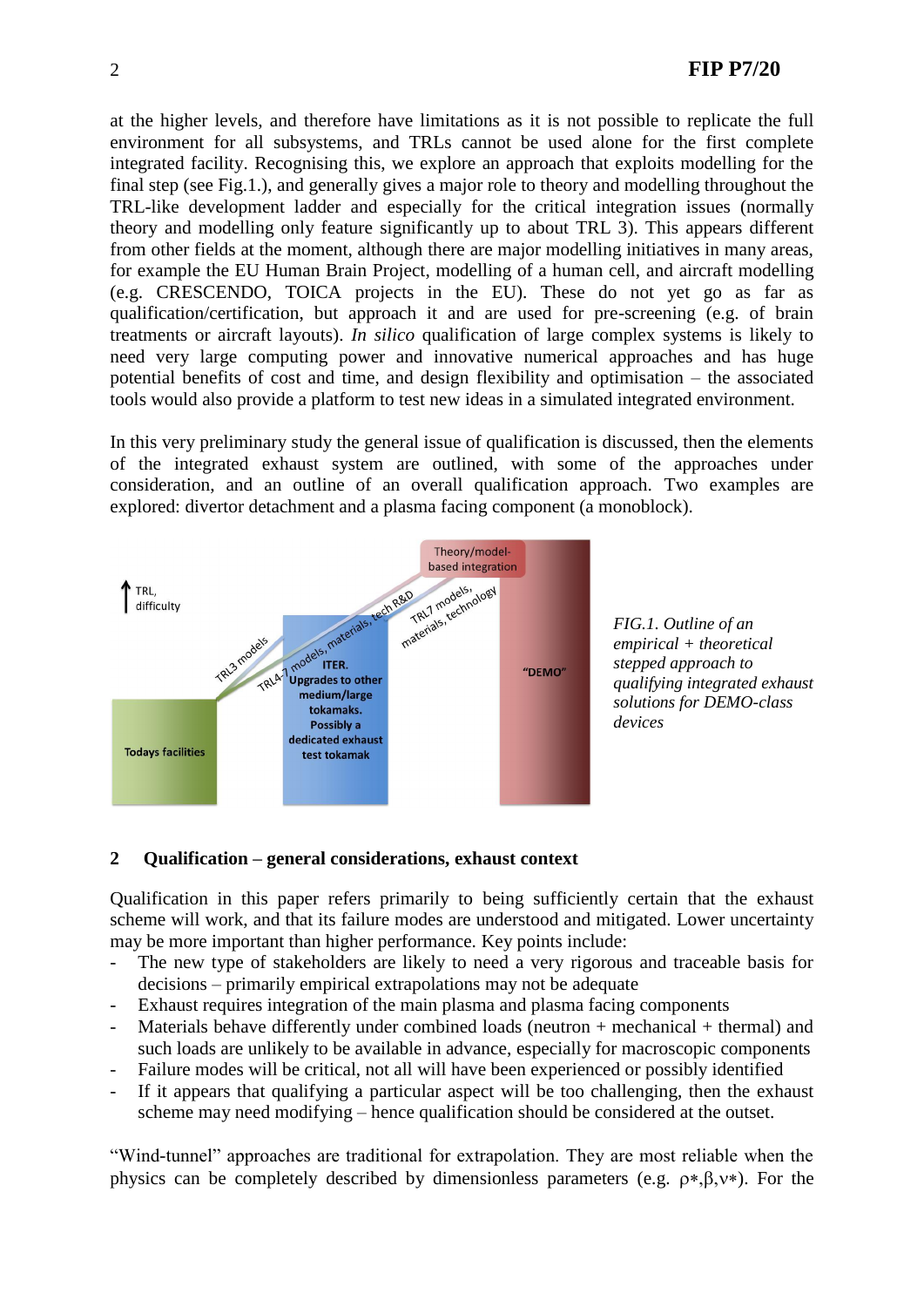at the higher levels, and therefore have limitations as it is not possible to replicate the full environment for all subsystems, and TRLs cannot be used alone for the first complete integrated facility. Recognising this, we explore an approach that exploits modelling for the final step (see Fig.1.), and generally gives a major role to theory and modelling throughout the TRL-like development ladder and especially for the critical integration issues (normally theory and modelling only feature significantly up to about TRL 3). This appears different from other fields at the moment, although there are major modelling initiatives in many areas, for example the EU Human Brain Project, modelling of a human cell, and aircraft modelling (e.g. CRESCENDO, TOICA projects in the EU). These do not yet go as far as qualification/certification, but approach it and are used for pre-screening (e.g. of brain treatments or aircraft layouts). *In silico* qualification of large complex systems is likely to need very large computing power and innovative numerical approaches and has huge potential benefits of cost and time, and design flexibility and optimisation – the associated tools would also provide a platform to test new ideas in a simulated integrated environment.

In this very preliminary study the general issue of qualification is discussed, then the elements of the integrated exhaust system are outlined, with some of the approaches under consideration, and an outline of an overall qualification approach. Two examples are explored: divertor detachment and a plasma facing component (a monoblock).

*FIG.1. Outline of an empirical + theoretical stepped approach to qualifying integrated exhaust solutions for DEMO-class devices*

## 2 Qualification – general considerations, exhaust context

Qualification in this paper refers primarily to being sufficiently certain that the exhaust scheme will work, and that its failure modes are understood and mitigated. Lower uncertainty may be more important than higher performance. Key points include:

- The new type of stakeholders are likely to need a very rigorous and traceable basis for decisions – primarily empirical extrapolations may not be adequate
- Exhaust requires integration of the main plasma and plasma facing components
- Materials behave differently under combined loads (neutron + mechanical + thermal) and such loads are unlikely to be available in advance, especially for macroscopic components
- Failure modes will be critical, not all will have been experienced or possibly identified
- If it appears that qualifying a particular aspect will be too challenging, then the exhaust scheme may need modifying – hence qualification should be considered at the outset.

"Wind-tunnel" approaches are traditional for extrapolation. They are most reliable when the physics can be completely described by dimensionless parameters (e.g. $\rho*,\beta,\nu*$). For the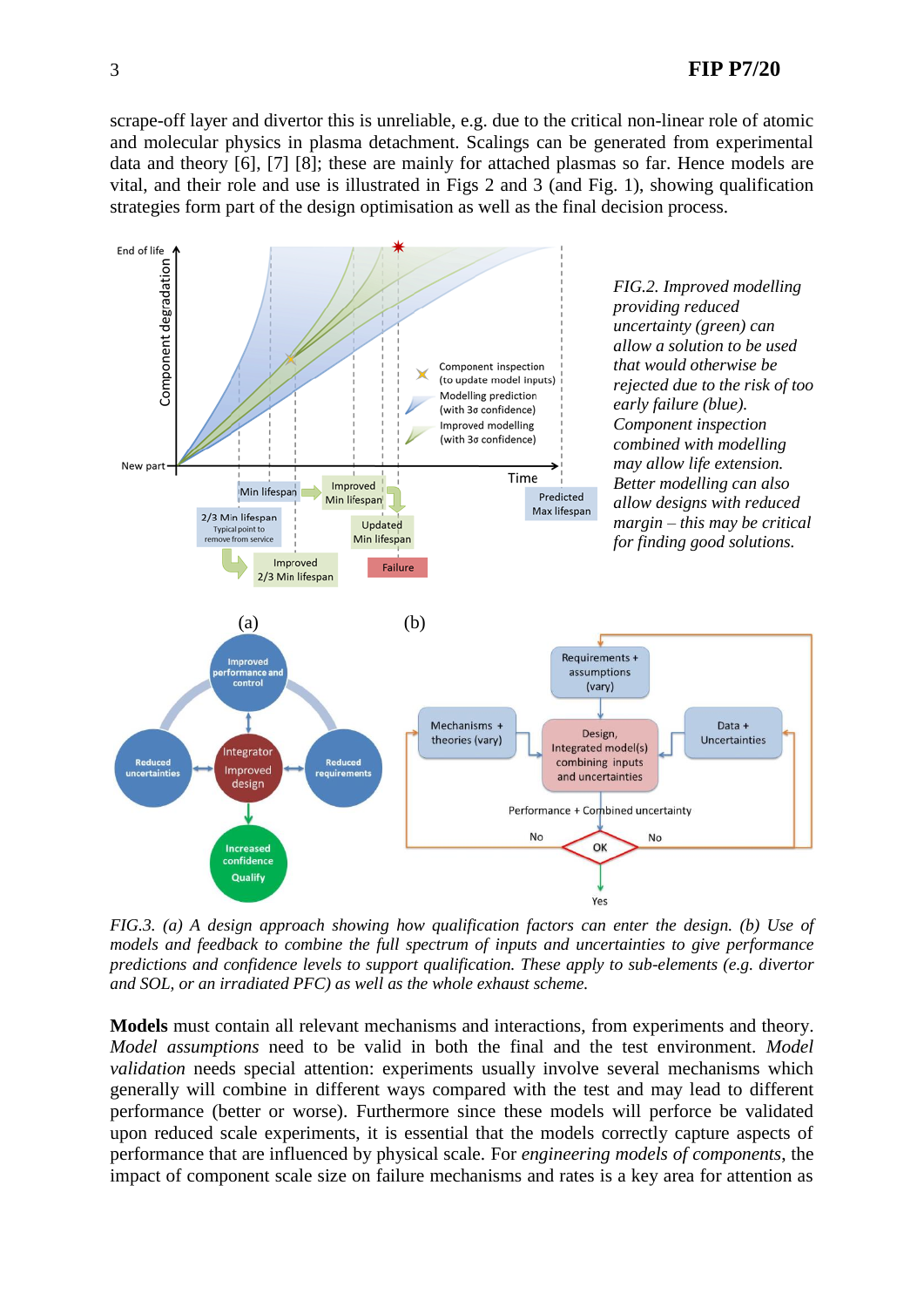scrape-off layer and divertor this is unreliable, e.g. due to the critical non-linear role of atomic and molecular physics in plasma detachment. Scalings can be generated from experimental data and theory [6], [7] [8]; these are mainly for attached plasmas so far. Hence models are vital, and their role and use is illustrated in Figs 2 and 3 (and Fig. 1), showing qualification strategies form part of the design optimisation as well as the final decision process.

*FIG.2. Improved modelling providing reduced uncertainty (green) can allow a solution to be used that would otherwise be rejected due to the risk of too early failure (blue). Component inspection combined with modelling may allow life extension. Better modelling can also allow designs with reduced margin – this may be critical for finding good solutions.*

*FIG.3. (a) A design approach showing how qualification factors can enter the design. (b) Use of models and feedback to combine the full spectrum of inputs and uncertainties to give performance predictions and confidence levels to support qualification. These apply to sub-elements (e.g. divertor and SOL, or an irradiated PFC) as well as the whole exhaust scheme.*

**Models** must contain all relevant mechanisms and interactions, from experiments and theory. *Model assumptions* need to be valid in both the final and the test environment. *Model validation* needs special attention: experiments usually involve several mechanisms which generally will combine in different ways compared with the test and may lead to different performance (better or worse). Furthermore since these models will perforce be validated upon reduced scale experiments, it is essential that the models correctly capture aspects of performance that are influenced by physical scale. For *engineering models of components*, the impact of component scale size on failure mechanisms and rates is a key area for attention as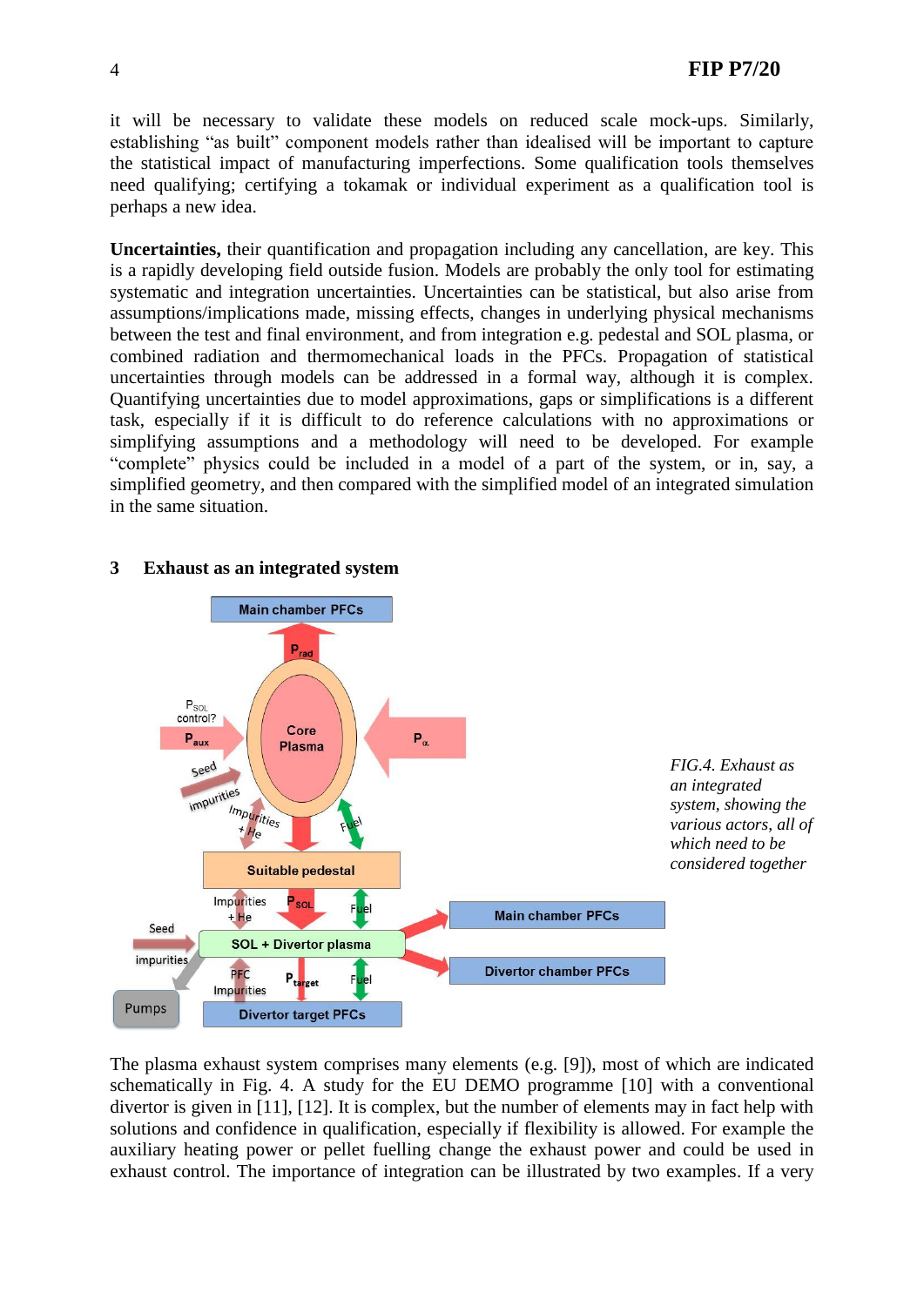it will be necessary to validate these models on reduced scale mock-ups. Similarly, establishing "as built" component models rather than idealised will be important to capture the statistical impact of manufacturing imperfections. Some qualification tools themselves need qualifying; certifying a tokamak or individual experiment as a qualification tool is perhaps a new idea.

**Uncertainties,** their quantification and propagation including any cancellation, are key. This is a rapidly developing field outside fusion. Models are probably the only tool for estimating systematic and integration uncertainties. Uncertainties can be statistical, but also arise from assumptions/implications made, missing effects, changes in underlying physical mechanisms between the test and final environment, and from integration e.g. pedestal and SOL plasma, or combined radiation and thermomechanical loads in the PFCs. Propagation of statistical uncertainties through models can be addressed in a formal way, although it is complex. Quantifying uncertainties due to model approximations, gaps or simplifications is a different task, especially if it is difficult to do reference calculations with no approximations or simplifying assumptions and a methodology will need to be developed. For example "complete" physics could be included in a model of a part of the system, or in, say, a simplified geometry, and then compared with the simplified model of an integrated simulation in the same situation.

## 3 Exhaust as an integrated system

*FIG.4. Exhaust as an integrated system, showing the various actors, all of which need to be considered together*

The plasma exhaust system comprises many elements (e.g. [9]), most of which are indicated schematically in Fig. 4. A study for the EU DEMO programme [10] with a conventional divertor is given in [11], [12]. It is complex, but the number of elements may in fact help with solutions and confidence in qualification, especially if flexibility is allowed. For example the auxiliary heating power or pellet fuelling change the exhaust power and could be used in exhaust control. The importance of integration can be illustrated by two examples. If a very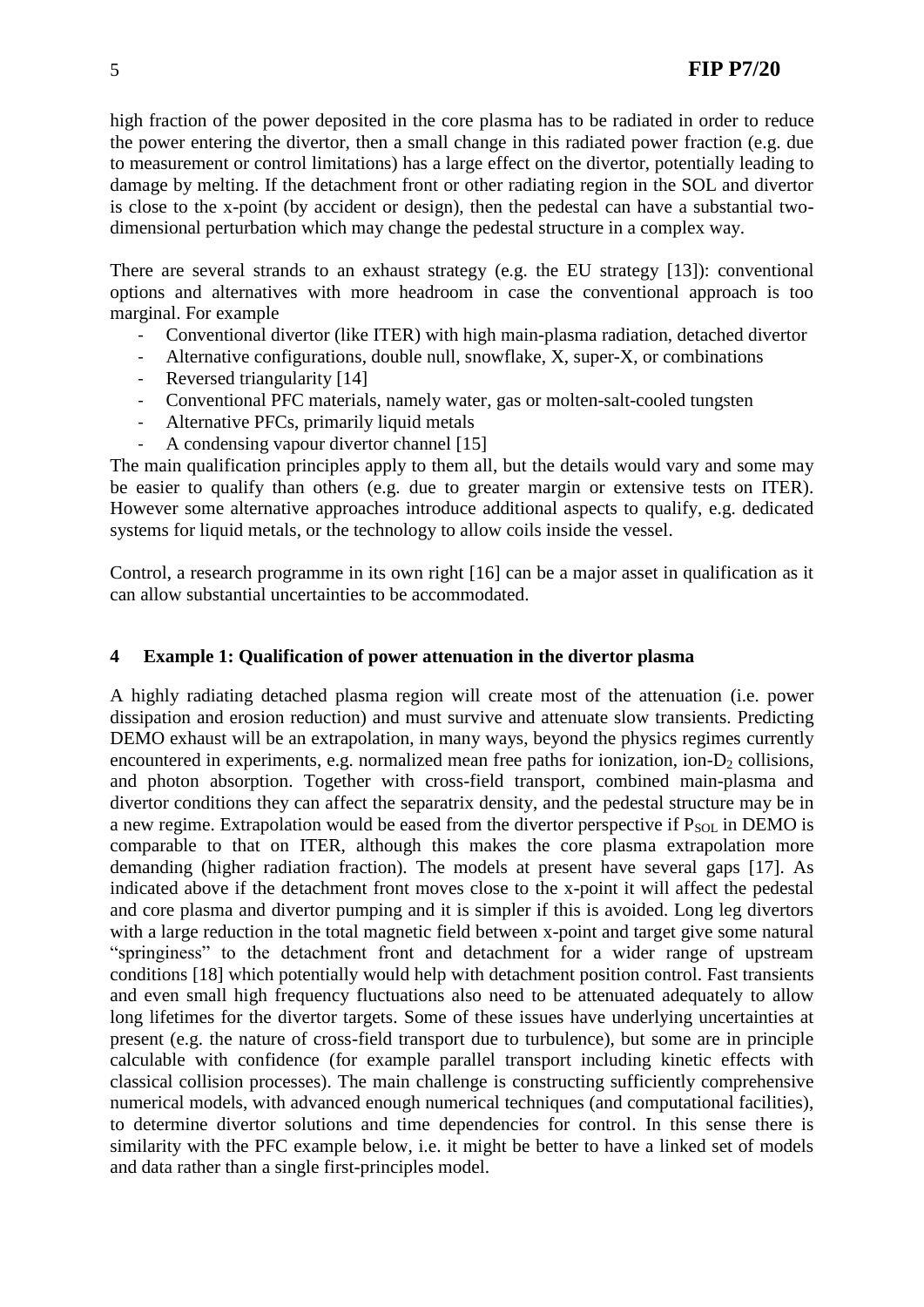high fraction of the power deposited in the core plasma has to be radiated in order to reduce the power entering the divertor, then a small change in this radiated power fraction (e.g. due to measurement or control limitations) has a large effect on the divertor, potentially leading to damage by melting. If the detachment front or other radiating region in the SOL and divertor is close to the x-point (by accident or design), then the pedestal can have a substantial two-dimensional perturbation which may change the pedestal structure in a complex way.

There are several strands to an exhaust strategy (e.g. the EU strategy [13]): conventional options and alternatives with more headroom in case the conventional approach is too marginal. For example

- Conventional divertor (like ITER) with high main-plasma radiation, detached divertor
- Alternative configurations, double null, snowflake, X, super-X, or combinations
- Reversed triangularity [14]
- Conventional PFC materials, namely water, gas or molten-salt-cooled tungsten
- Alternative PFCs, primarily liquid metals
- A condensing vapour divertor channel [15]

The main qualification principles apply to them all, but the details would vary and some may be easier to qualify than others (e.g. due to greater margin or extensive tests on ITER). However some alternative approaches introduce additional aspects to qualify, e.g. dedicated systems for liquid metals, or the technology to allow coils inside the vessel.

Control, a research programme in its own right [16] can be a major asset in qualification as it can allow substantial uncertainties to be accommodated.

## 4 Example 1: Qualification of power attenuation in the divertor plasma

A highly radiating detached plasma region will create most of the attenuation (i.e. power dissipation and erosion reduction) and must survive and attenuate slow transients. Predicting DEMO exhaust will be an extrapolation, in many ways, beyond the physics regimes currently encountered in experiments, e.g. normalized mean free paths for ionization, ion-$D_2$ collisions, and photon absorption. Together with cross-field transport, combined main-plasma and divertor conditions they can affect the separatrix density, and the pedestal structure may be in a new regime. Extrapolation would be eased from the divertor perspective if $P_{SOL}$ in DEMO is comparable to that on ITER, although this makes the core plasma extrapolation more demanding (higher radiation fraction). The models at present have several gaps [17]. As indicated above if the detachment front moves close to the x-point it will affect the pedestal and core plasma and divertor pumping and it is simpler if this is avoided. Long leg divertors with a large reduction in the total magnetic field between x-point and target give some natural "springiness" to the detachment front and detachment for a wider range of upstream conditions [18] which potentially would help with detachment position control. Fast transients and even small high frequency fluctuations also need to be attenuated adequately to allow long lifetimes for the divertor targets. Some of these issues have underlying uncertainties at present (e.g. the nature of cross-field transport due to turbulence), but some are in principle calculable with confidence (for example parallel transport including kinetic effects with classical collision processes). The main challenge is constructing sufficiently comprehensive numerical models, with advanced enough numerical techniques (and computational facilities), to determine divertor solutions and time dependencies for control. In this sense there is similarity with the PFC example below, i.e. it might be better to have a linked set of models and data rather than a single first-principles model.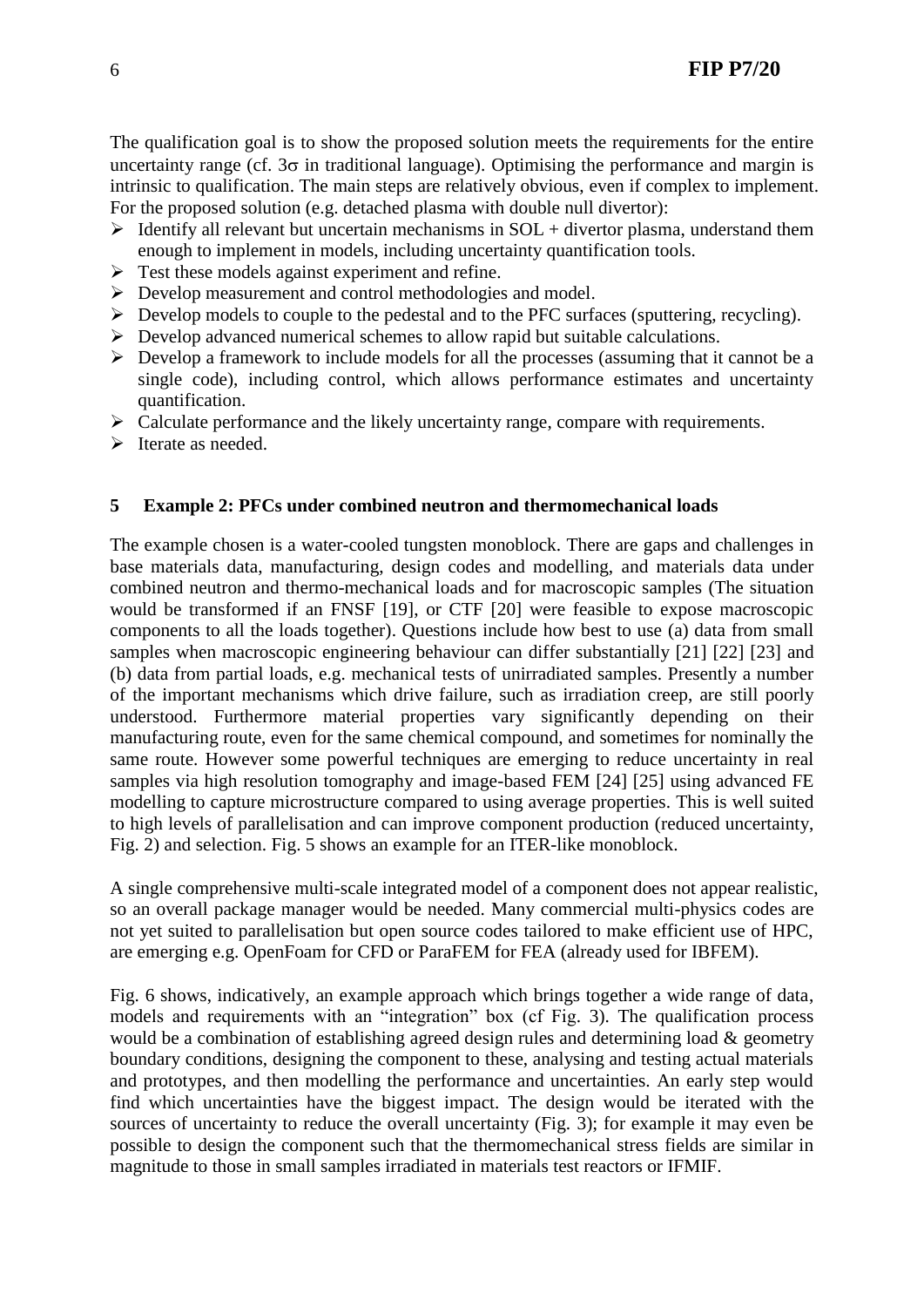The qualification goal is to show the proposed solution meets the requirements for the entire uncertainty range (cf. $3\sigma$ in traditional language). Optimising the performance and margin is intrinsic to qualification. The main steps are relatively obvious, even if complex to implement. For the proposed solution (e.g. detached plasma with double null divertor):

- Identify all relevant but uncertain mechanisms in SOL + divertor plasma, understand them enough to implement in models, including uncertainty quantification tools.
- Test these models against experiment and refine.
- Develop measurement and control methodologies and model.
- Develop models to couple to the pedestal and to the PFC surfaces (sputtering, recycling).
- Develop advanced numerical schemes to allow rapid but suitable calculations.
- Develop a framework to include models for all the processes (assuming that it cannot be a single code), including control, which allows performance estimates and uncertainty quantification.
- Calculate performance and the likely uncertainty range, compare with requirements.
- Iterate as needed.

## 5 Example 2: PFCs under combined neutron and thermomechanical loads

The example chosen is a water-cooled tungsten monoblock. There are gaps and challenges in base materials data, manufacturing, design codes and modelling, and materials data under combined neutron and thermo-mechanical loads and for macroscopic samples (The situation would be transformed if an FNSF [19], or CTF [20] were feasible to expose macroscopic components to all the loads together). Questions include how best to use (a) data from small samples when macroscopic engineering behaviour can differ substantially [21] [22] [23] and (b) data from partial loads, e.g. mechanical tests of unirradiated samples. Presently a number of the important mechanisms which drive failure, such as irradiation creep, are still poorly understood. Furthermore material properties vary significantly depending on their manufacturing route, even for the same chemical compound, and sometimes for nominally the same route. However some powerful techniques are emerging to reduce uncertainty in real samples via high resolution tomography and image-based FEM [24] [25] using advanced FE modelling to capture microstructure compared to using average properties. This is well suited to high levels of parallelisation and can improve component production (reduced uncertainty, Fig. 2) and selection. Fig. 5 shows an example for an ITER-like monoblock.

A single comprehensive multi-scale integrated model of a component does not appear realistic, so an overall package manager would be needed. Many commercial multi-physics codes are not yet suited to parallelisation but open source codes tailored to make efficient use of HPC, are emerging e.g. OpenFoam for CFD or ParaFEM for FEA (already used for IBFEM).

Fig. 6 shows, indicatively, an example approach which brings together a wide range of data, models and requirements with an "integration" box (cf Fig. 3). The qualification process would be a combination of establishing agreed design rules and determining load & geometry boundary conditions, designing the component to these, analysing and testing actual materials and prototypes, and then modelling the performance and uncertainties. An early step would find which uncertainties have the biggest impact. The design would be iterated with the sources of uncertainty to reduce the overall uncertainty (Fig. 3); for example it may even be possible to design the component such that the thermomechanical stress fields are similar in magnitude to those in small samples irradiated in materials test reactors or IFMIF.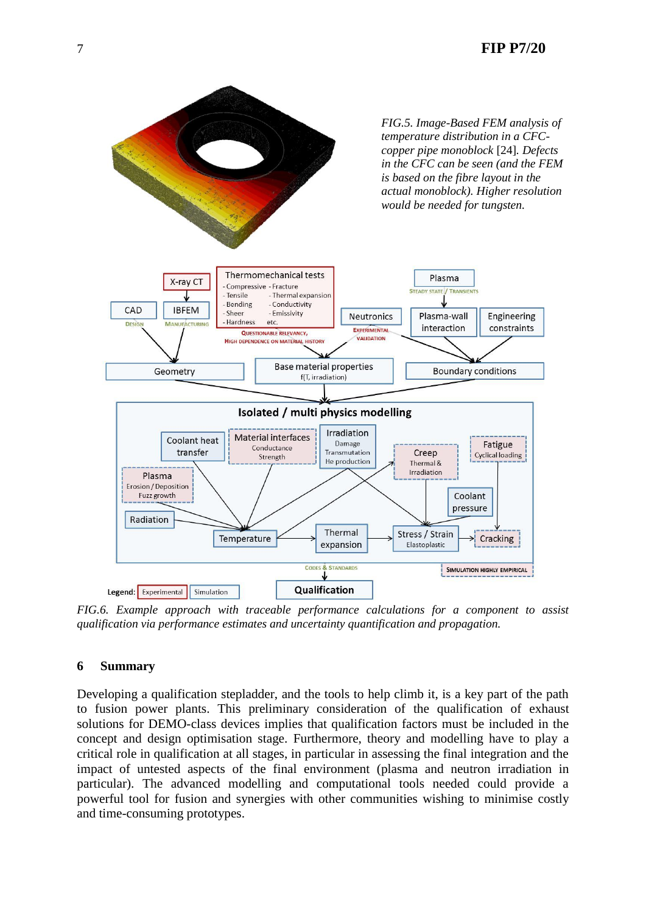*FIG.5. Image-Based FEM analysis of temperature distribution in a CFC-copper pipe monoblock* [24]*. Defects in the CFC can be seen (and the FEM is based on the fibre layout in the actual monoblock). Higher resolution would be needed for tungsten.*

*FIG.6. Example approach with traceable performance calculations for a component to assist qualification via performance estimates and uncertainty quantification and propagation.*

## 6 Summary

Developing a qualification stepladder, and the tools to help climb it, is a key part of the path to fusion power plants. This preliminary consideration of the qualification of exhaust solutions for DEMO-class devices implies that qualification factors must be included in the concept and design optimisation stage. Furthermore, theory and modelling have to play a critical role in qualification at all stages, in particular in assessing the final integration and the impact of untested aspects of the final environment (plasma and neutron irradiation in particular). The advanced modelling and computational tools needed could provide a powerful tool for fusion and synergies with other communities wishing to minimise costly and time-consuming prototypes.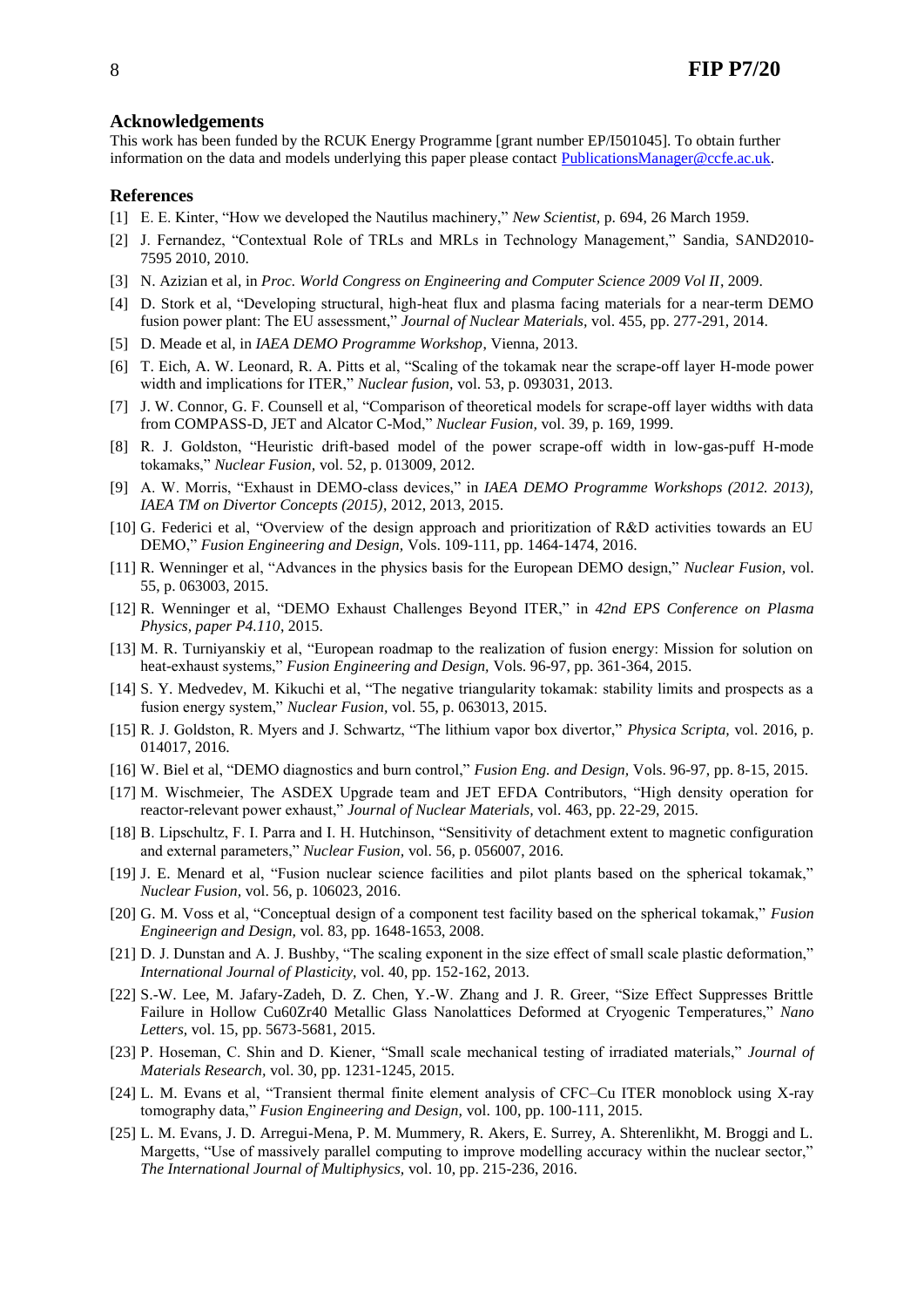## Acknowledgements

This work has been funded by the RCUK Energy Programme [grant number EP/I501045]. To obtain further information on the data and models underlying this paper please contact PublicationsManager@ccfe.ac.uk.

## References

[1] E. E. Kinter, "How we developed the Nautilus machinery," *New Scientist*, p. 694, 26 March 1959.

[2] J. Fernandez, "Contextual Role of TRLs and MRLs in Technology Management," Sandia, SAND2010-7595 2010, 2010.

[3] N. Azizian et al, in *Proc. World Congress on Engineering and Computer Science 2009 Vol II*, 2009.

[4] D. Stork et al, "Developing structural, high-heat flux and plasma facing materials for a near-term DEMO fusion power plant: The EU assessment," *Journal of Nuclear Materials*, vol. 455, pp. 277-291, 2014.

[5] D. Meade et al, in *IAEA DEMO Programme Workshop*, Vienna, 2013.

[6] T. Eich, A. W. Leonard, R. A. Pitts et al, "Scaling of the tokamak near the scrape-off layer H-mode power width and implications for ITER," *Nuclear fusion*, vol. 53, p. 093031, 2013.

[7] J. W. Connor, G. F. Counsell et al, "Comparison of theoretical models for scrape-off layer widths with data from COMPASS-D, JET and Alcator C-Mod," *Nuclear Fusion*, vol. 39, p. 169, 1999.

[8] R. J. Goldston, "Heuristic drift-based model of the power scrape-off width in low-gas-puff H-mode tokamaks," *Nuclear Fusion*, vol. 52, p. 013009, 2012.

[9] A. W. Morris, "Exhaust in DEMO-class devices," in *IAEA DEMO Programme Workshops (2012. 2013), IAEA TM on Divertor Concepts (2015)*, 2012, 2013, 2015.

[10] G. Federici et al, "Overview of the design approach and prioritization of R&D activities towards an EU DEMO," *Fusion Engineering and Design*, Vols. 109-111, pp. 1464-1474, 2016.

[11] R. Wenninger et al, "Advances in the physics basis for the European DEMO design," *Nuclear Fusion*, vol. 55, p. 063003, 2015.

[12] R. Wenninger et al, "DEMO Exhaust Challenges Beyond ITER," in *42nd EPS Conference on Plasma Physics, paper P4.110*, 2015.

[13] M. R. Turniyanskiy et al, "European roadmap to the realization of fusion energy: Mission for solution on heat-exhaust systems," *Fusion Engineering and Design*, Vols. 96-97, pp. 361-364, 2015.

[14] S. Y. Medvedev, M. Kikuchi et al, "The negative triangularity tokamak: stability limits and prospects as a fusion energy system," *Nuclear Fusion*, vol. 55, p. 063013, 2015.

[15] R. J. Goldston, R. Myers and J. Schwartz, "The lithium vapor box divertor," *Physica Scripta*, vol. 2016, p. 014017, 2016.

[16] W. Biel et al, "DEMO diagnostics and burn control," *Fusion Eng. and Design*, Vols. 96-97, pp. 8-15, 2015.

[17] M. Wischmeier, The ASDEX Upgrade team and JET EFDA Contributors, "High density operation for reactor-relevant power exhaust," *Journal of Nuclear Materials*, vol. 463, pp. 22-29, 2015.

[18] B. Lipschultz, F. I. Parra and I. H. Hutchinson, "Sensitivity of detachment extent to magnetic configuration and external parameters," *Nuclear Fusion*, vol. 56, p. 056007, 2016.

[19] J. E. Menard et al, "Fusion nuclear science facilities and pilot plants based on the spherical tokamak," *Nuclear Fusion*, vol. 56, p. 106023, 2016.

[20] G. M. Voss et al, "Conceptual design of a component test facility based on the spherical tokamak," *Fusion Engineergin and Design*, vol. 83, pp. 1648-1653, 2008.

[21] D. J. Dunstan and A. J. Bushby, "The scaling exponent in the size effect of small scale plastic deformation," *International Journal of Plasticity*, vol. 40, pp. 152-162, 2013.

[22] S.-W. Lee, M. Jafary-Zadeh, D. Z. Chen, Y.-W. Zhang and J. R. Greer, "Size Effect Suppresses Brittle Failure in Hollow Cu60Zr40 Metallic Glass Nanolattices Deformed at Cryogenic Temperatures," *Nano Letters*, vol. 15, pp. 5673-5681, 2015.

[23] P. Hoseman, C. Shin and D. Kiener, "Small scale mechanical testing of irradiated materials," *Journal of Materials Research*, vol. 30, pp. 1231-1245, 2015.

[24] L. M. Evans et al, "Transient thermal finite element analysis of CFC–Cu ITER monoblock using X-ray tomography data," *Fusion Engineering and Design*, vol. 100, pp. 100-111, 2015.

[25] L. M. Evans, J. D. Arregui-Mena, P. M. Mummery, R. Akers, E. Surrey, A. Shterenlikht, M. Broggi and L. Margetts, "Use of massively parallel computing to improve modelling accuracy within the nuclear sector," *The International Journal of Multiphysics*, vol. 10, pp. 215-236, 2016.